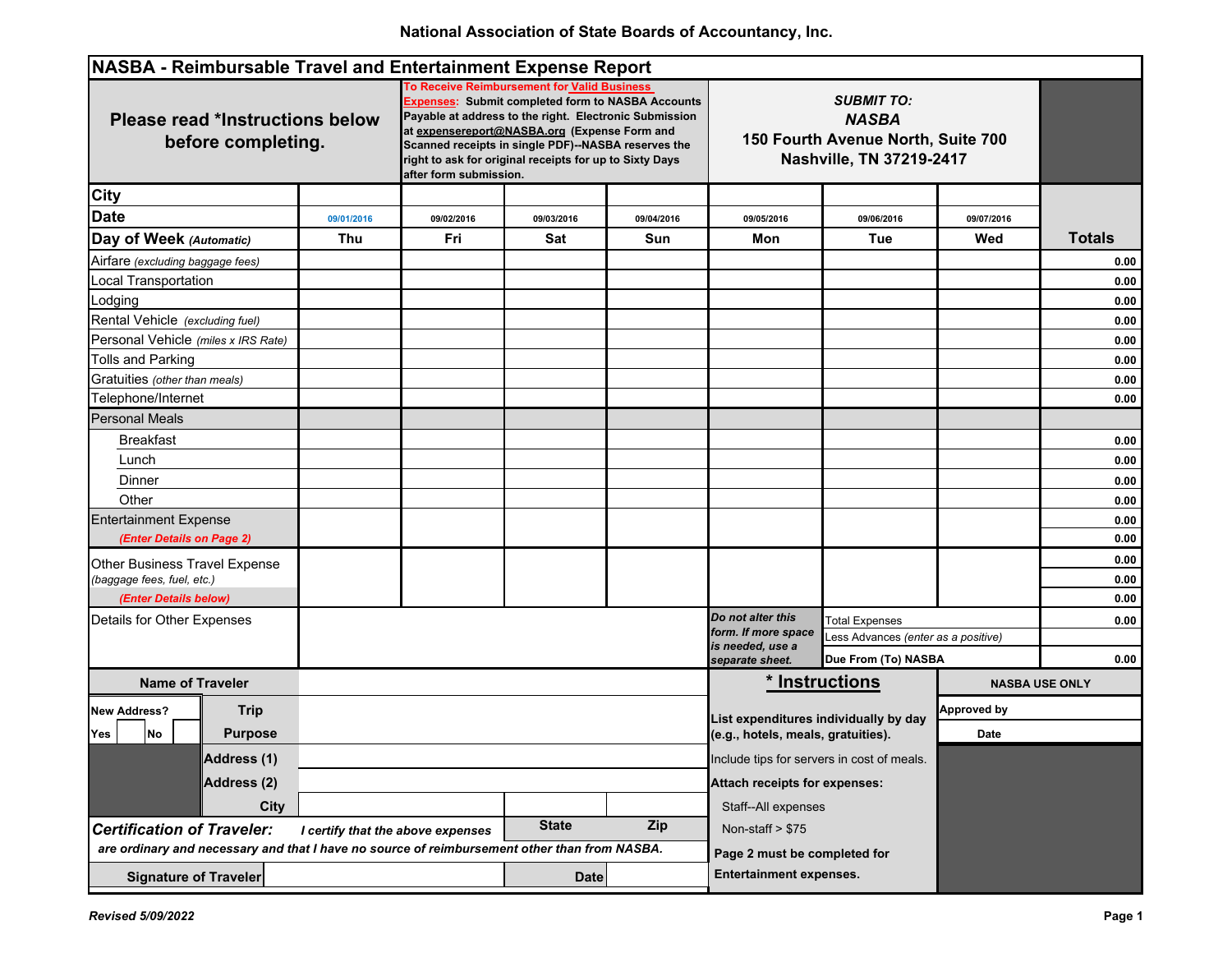National Association of State Boards of Accountancy, Inc.

## NASBA - Reimbursable Travel and Entertainment Expense Report

**Please read *Instructions below before completing.**

**To Receive Reimbursement for Valid Business Expenses:** Submit completed form to NASBA Accounts Payable at address to the right. Electronic Submission at expensereport@NASBA.org (Expense Form and Scanned receipts in single PDF)--NASBA reserves the right to ask for original receipts for up to Sixty Days after form submission.

*SUBMIT TO:*
***NASBA***
**150 Fourth Avenue North, Suite 700**
**Nashville, TN 37219-2417**

| | | | | | | | | |
|---|---|---|---|---|---|---|---|---|
| **City** | | | | | | | | |
| **Date** | 09/01/2016 | 09/02/2016 | 09/03/2016 | 09/04/2016 | 09/05/2016 | 09/06/2016 | 09/07/2016 | |
| **Day of Week** *(Automatic)* | Thu | Fri | Sat | Sun | Mon | Tue | Wed | **Totals** |
| Airfare *(excluding baggage fees)* | | | | | | | | 0.00 |
| Local Transportation | | | | | | | | 0.00 |
| Lodging | | | | | | | | 0.00 |
| Rental Vehicle *(excluding fuel)* | | | | | | | | 0.00 |
| Personal Vehicle *(miles x IRS Rate)* | | | | | | | | 0.00 |
| Tolls and Parking | | | | | | | | 0.00 |
| Gratuities *(other than meals)* | | | | | | | | 0.00 |
| Telephone/Internet | | | | | | | | 0.00 |
| Personal Meals | | | | | | | | |
| Breakfast | | | | | | | | 0.00 |
| Lunch | | | | | | | | 0.00 |
| Dinner | | | | | | | | 0.00 |
| Other | | | | | | | | 0.00 |
| Entertainment Expense | | | | | | | | 0.00 |
| *(Enter Details on Page 2)* | | | | | | | | 0.00 |
| Other Business Travel Expense | | | | | | | | 0.00 |
| *(baggage fees, fuel, etc.)* | | | | | | | | 0.00 |
| *(Enter Details below)* | | | | | | | | 0.00 |

| | | | |
|---|---|---|---|
| Details for Other Expenses | *Do not alter this form. If more space is needed, use a separate sheet.* | Total Expenses | 0.00 |
| | | Less Advances *(enter as a positive)* | |
| | | **Due From (To) NASBA** | 0.00 |

| | |
|---|---|
| **Name of Traveler** | |
| **New Address?** Yes ☐ No ☐ | **Trip Purpose** |
| **Address (1)** | |
| **Address (2)** | |
| **City** | **State** | **Zip** |

***Certification of Traveler:*** *I certify that the above expenses are ordinary and necessary and that I have no source of reimbursement other than from NASBA.*

**Signature of Traveler** ____________________ **Date** __________

### * Instructions

**List expenditures individually by day (e.g., hotels, meals, gratuities).**

Include tips for servers in cost of meals.

**Attach receipts for expenses:**

- Staff--All expenses
- Non-staff > $75

**Page 2 must be completed for Entertainment expenses.**

**NASBA USE ONLY**

Approved by ____________________

Date ____________________

***Revised 5/09/2022***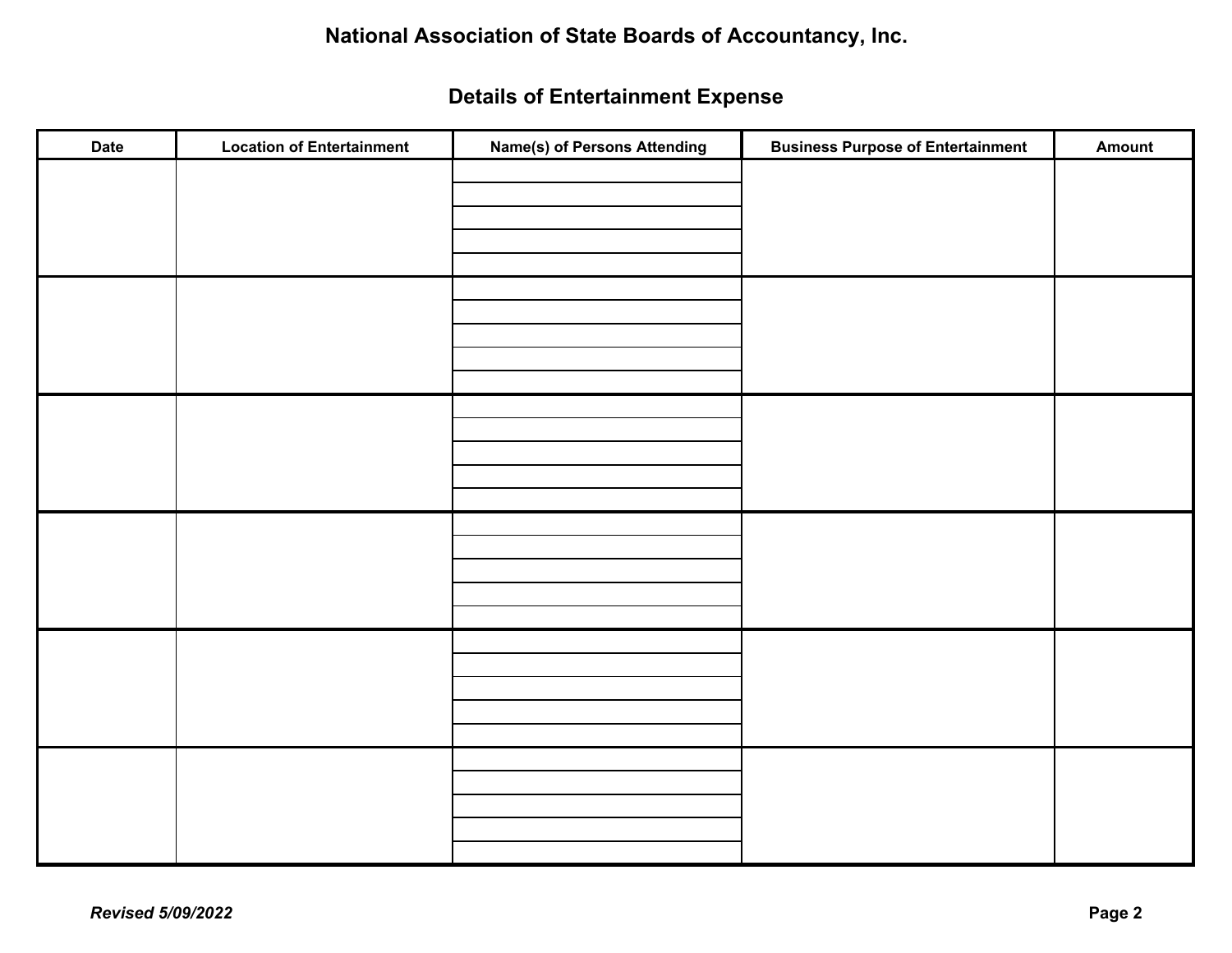# National Association of State Boards of Accountancy, Inc.

## Details of Entertainment Expense

| Date | Location of Entertainment | Name(s) of Persons Attending | Business Purpose of Entertainment | Amount |
|---|---|---|---|---|
| | | | | |
| | | | | |
| | | | | |
| | | | | |
| | | | | |
| | | | | |

*Revised 5/09/2022*